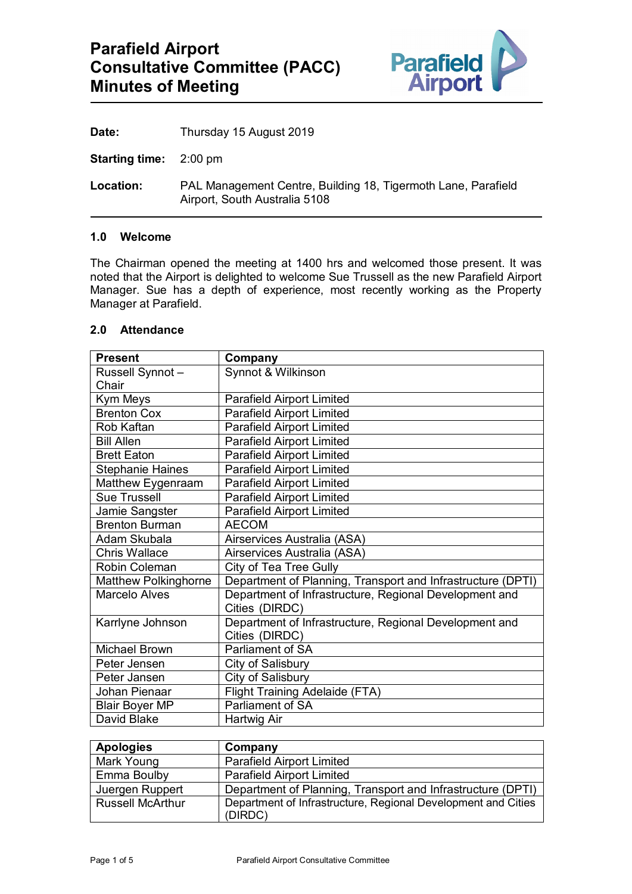# Parafield Airport Consultative Committee (PACC) Minutes of Meeting

**Date:** Thursday 15 August 2019

**Starting time:** 2:00 pm

**Location:** PAL Management Centre, Building 18, Tigermoth Lane, Parafield Airport, South Australia 5108

### 1.0 Welcome

The Chairman opened the meeting at 1400 hrs and welcomed those present. It was noted that the Airport is delighted to welcome Sue Trussell as the new Parafield Airport Manager. Sue has a depth of experience, most recently working as the Property Manager at Parafield.

### 2.0 Attendance

| Present | Company |
|---|---|
| Russell Synnot – Chair | Synnot & Wilkinson |
| Kym Meys | Parafield Airport Limited |
| Brenton Cox | Parafield Airport Limited |
| Rob Kaftan | Parafield Airport Limited |
| Bill Allen | Parafield Airport Limited |
| Brett Eaton | Parafield Airport Limited |
| Stephanie Haines | Parafield Airport Limited |
| Matthew Eygenraam | Parafield Airport Limited |
| Sue Trussell | Parafield Airport Limited |
| Jamie Sangster | Parafield Airport Limited |
| Brenton Burman | AECOM |
| Adam Skubala | Airservices Australia (ASA) |
| Chris Wallace | Airservices Australia (ASA) |
| Robin Coleman | City of Tea Tree Gully |
| Matthew Polkinghorne | Department of Planning, Transport and Infrastructure (DPTI) |
| Marcelo Alves | Department of Infrastructure, Regional Development and Cities (DIRDC) |
| Karrlyne Johnson | Department of Infrastructure, Regional Development and Cities (DIRDC) |
| Michael Brown | Parliament of SA |
| Peter Jensen | City of Salisbury |
| Peter Jansen | City of Salisbury |
| Johan Pienaar | Flight Training Adelaide (FTA) |
| Blair Boyer MP | Parliament of SA |
| David Blake | Hartwig Air |

| Apologies | Company |
|---|---|
| Mark Young | Parafield Airport Limited |
| Emma Boulby | Parafield Airport Limited |
| Juergen Ruppert | Department of Planning, Transport and Infrastructure (DPTI) |
| Russell McArthur | Department of Infrastructure, Regional Development and Cities (DIRDC) |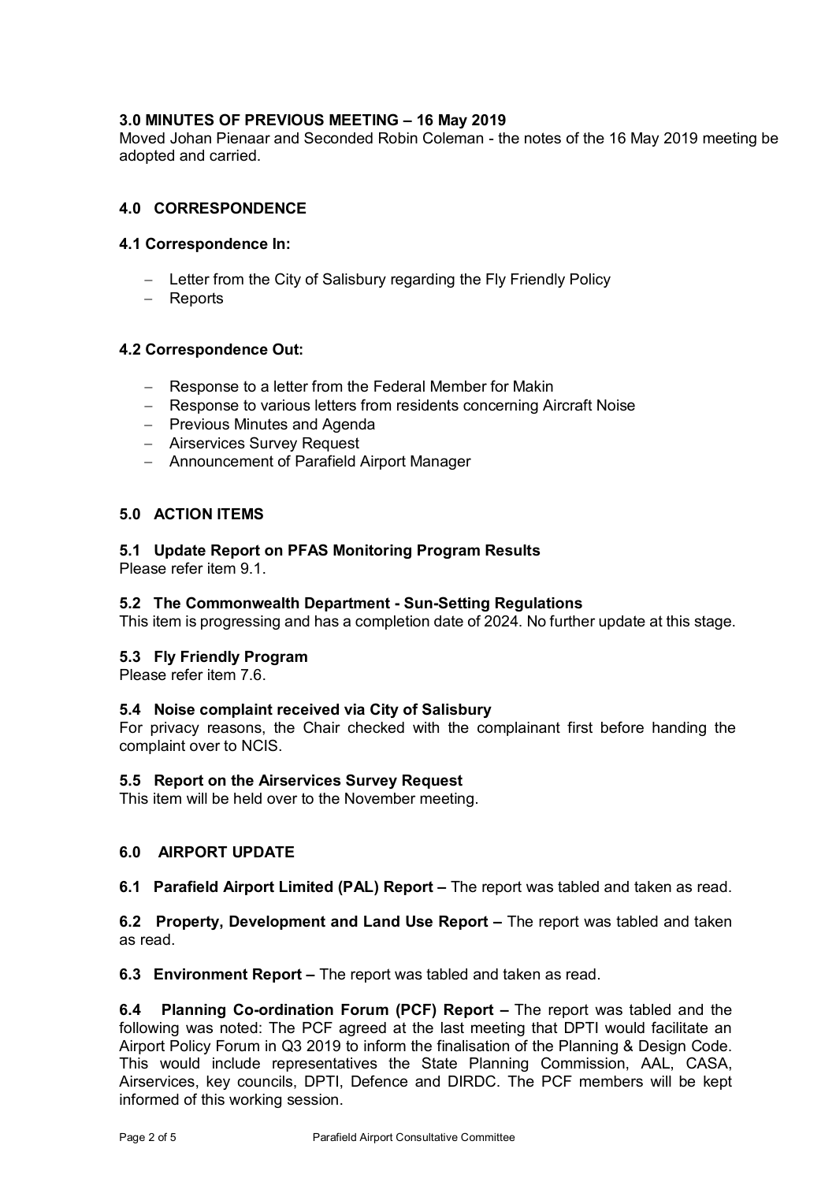### 3.0 MINUTES OF PREVIOUS MEETING – 16 May 2019

Moved Johan Pienaar and Seconded Robin Coleman - the notes of the 16 May 2019 meeting be adopted and carried.

## 4.0 CORRESPONDENCE

### 4.1 Correspondence In:

- Letter from the City of Salisbury regarding the Fly Friendly Policy
- Reports

### 4.2 Correspondence Out:

- Response to a letter from the Federal Member for Makin
- Response to various letters from residents concerning Aircraft Noise
- Previous Minutes and Agenda
- Airservices Survey Request
- Announcement of Parafield Airport Manager

## 5.0 ACTION ITEMS

### 5.1 Update Report on PFAS Monitoring Program Results

Please refer item 9.1.

### 5.2 The Commonwealth Department - Sun-Setting Regulations

This item is progressing and has a completion date of 2024. No further update at this stage.

### 5.3 Fly Friendly Program

Please refer item 7.6.

### 5.4 Noise complaint received via City of Salisbury

For privacy reasons, the Chair checked with the complainant first before handing the complaint over to NCIS.

### 5.5 Report on the Airservices Survey Request

This item will be held over to the November meeting.

## 6.0 AIRPORT UPDATE

**6.1 Parafield Airport Limited (PAL) Report –** The report was tabled and taken as read.

**6.2 Property, Development and Land Use Report –** The report was tabled and taken as read.

**6.3 Environment Report –** The report was tabled and taken as read.

**6.4 Planning Co-ordination Forum (PCF) Report –** The report was tabled and the following was noted: The PCF agreed at the last meeting that DPTI would facilitate an Airport Policy Forum in Q3 2019 to inform the finalisation of the Planning & Design Code. This would include representatives the State Planning Commission, AAL, CASA, Airservices, key councils, DPTI, Defence and DIRDC. The PCF members will be kept informed of this working session.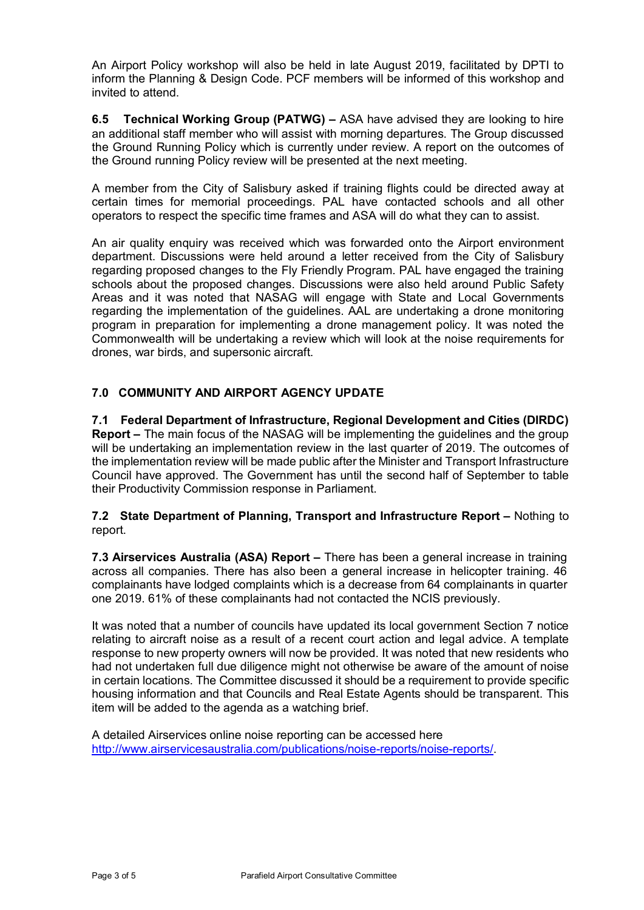An Airport Policy workshop will also be held in late August 2019, facilitated by DPTI to inform the Planning & Design Code. PCF members will be informed of this workshop and invited to attend.

**6.5 Technical Working Group (PATWG) –** ASA have advised they are looking to hire an additional staff member who will assist with morning departures. The Group discussed the Ground Running Policy which is currently under review. A report on the outcomes of the Ground running Policy review will be presented at the next meeting.

A member from the City of Salisbury asked if training flights could be directed away at certain times for memorial proceedings. PAL have contacted schools and all other operators to respect the specific time frames and ASA will do what they can to assist.

An air quality enquiry was received which was forwarded onto the Airport environment department. Discussions were held around a letter received from the City of Salisbury regarding proposed changes to the Fly Friendly Program. PAL have engaged the training schools about the proposed changes. Discussions were also held around Public Safety Areas and it was noted that NASAG will engage with State and Local Governments regarding the implementation of the guidelines. AAL are undertaking a drone monitoring program in preparation for implementing a drone management policy. It was noted the Commonwealth will be undertaking a review which will look at the noise requirements for drones, war birds, and supersonic aircraft.

## 7.0 COMMUNITY AND AIRPORT AGENCY UPDATE

**7.1 Federal Department of Infrastructure, Regional Development and Cities (DIRDC) Report –** The main focus of the NASAG will be implementing the guidelines and the group will be undertaking an implementation review in the last quarter of 2019. The outcomes of the implementation review will be made public after the Minister and Transport Infrastructure Council have approved. The Government has until the second half of September to table their Productivity Commission response in Parliament.

**7.2 State Department of Planning, Transport and Infrastructure Report –** Nothing to report.

**7.3 Airservices Australia (ASA) Report –** There has been a general increase in training across all companies. There has also been a general increase in helicopter training. 46 complainants have lodged complaints which is a decrease from 64 complainants in quarter one 2019. 61% of these complainants had not contacted the NCIS previously.

It was noted that a number of councils have updated its local government Section 7 notice relating to aircraft noise as a result of a recent court action and legal advice. A template response to new property owners will now be provided. It was noted that new residents who had not undertaken full due diligence might not otherwise be aware of the amount of noise in certain locations. The Committee discussed it should be a requirement to provide specific housing information and that Councils and Real Estate Agents should be transparent. This item will be added to the agenda as a watching brief.

A detailed Airservices online noise reporting can be accessed here [http://www.airservicesaustralia.com/publications/noise-reports/noise-reports/](http://www.airservicesaustralia.com/publications/noise-reports/noise-reports/).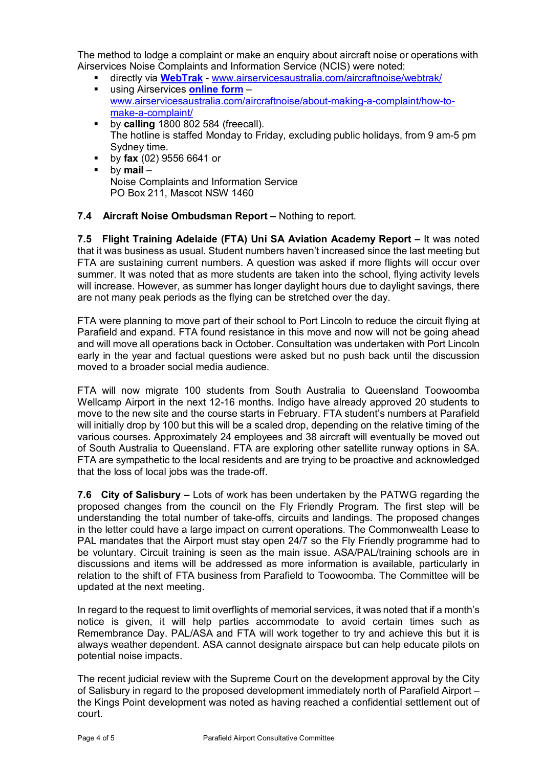The method to lodge a complaint or make an enquiry about aircraft noise or operations with Airservices Noise Complaints and Information Service (NCIS) were noted:

- directly via **WebTrak** - www.airservicesaustralia.com/aircraftnoise/webtrak/
- using Airservices **online form** – www.airservicesaustralia.com/aircraftnoise/about-making-a-complaint/how-to-make-a-complaint/
- by **calling** 1800 802 584 (freecall).
  The hotline is staffed Monday to Friday, excluding public holidays, from 9 am-5 pm Sydney time.
- by **fax** (02) 9556 6641 or
- by **mail** –
  Noise Complaints and Information Service
  PO Box 211, Mascot NSW 1460

**7.4 Aircraft Noise Ombudsman Report –** Nothing to report.

**7.5 Flight Training Adelaide (FTA) Uni SA Aviation Academy Report –** It was noted that it was business as usual. Student numbers haven't increased since the last meeting but FTA are sustaining current numbers. A question was asked if more flights will occur over summer. It was noted that as more students are taken into the school, flying activity levels will increase. However, as summer has longer daylight hours due to daylight savings, there are not many peak periods as the flying can be stretched over the day.

FTA were planning to move part of their school to Port Lincoln to reduce the circuit flying at Parafield and expand. FTA found resistance in this move and now will not be going ahead and will move all operations back in October. Consultation was undertaken with Port Lincoln early in the year and factual questions were asked but no push back until the discussion moved to a broader social media audience.

FTA will now migrate 100 students from South Australia to Queensland Toowoomba Wellcamp Airport in the next 12-16 months. Indigo have already approved 20 students to move to the new site and the course starts in February. FTA student's numbers at Parafield will initially drop by 100 but this will be a scaled drop, depending on the relative timing of the various courses. Approximately 24 employees and 38 aircraft will eventually be moved out of South Australia to Queensland. FTA are exploring other satellite runway options in SA. FTA are sympathetic to the local residents and are trying to be proactive and acknowledged that the loss of local jobs was the trade-off.

**7.6 City of Salisbury –** Lots of work has been undertaken by the PATWG regarding the proposed changes from the council on the Fly Friendly Program. The first step will be understanding the total number of take-offs, circuits and landings. The proposed changes in the letter could have a large impact on current operations. The Commonwealth Lease to PAL mandates that the Airport must stay open 24/7 so the Fly Friendly programme had to be voluntary. Circuit training is seen as the main issue. ASA/PAL/training schools are in discussions and items will be addressed as more information is available, particularly in relation to the shift of FTA business from Parafield to Toowoomba. The Committee will be updated at the next meeting.

In regard to the request to limit overflights of memorial services, it was noted that if a month's notice is given, it will help parties accommodate to avoid certain times such as Remembrance Day. PAL/ASA and FTA will work together to try and achieve this but it is always weather dependent. ASA cannot designate airspace but can help educate pilots on potential noise impacts.

The recent judicial review with the Supreme Court on the development approval by the City of Salisbury in regard to the proposed development immediately north of Parafield Airport – the Kings Point development was noted as having reached a confidential settlement out of court.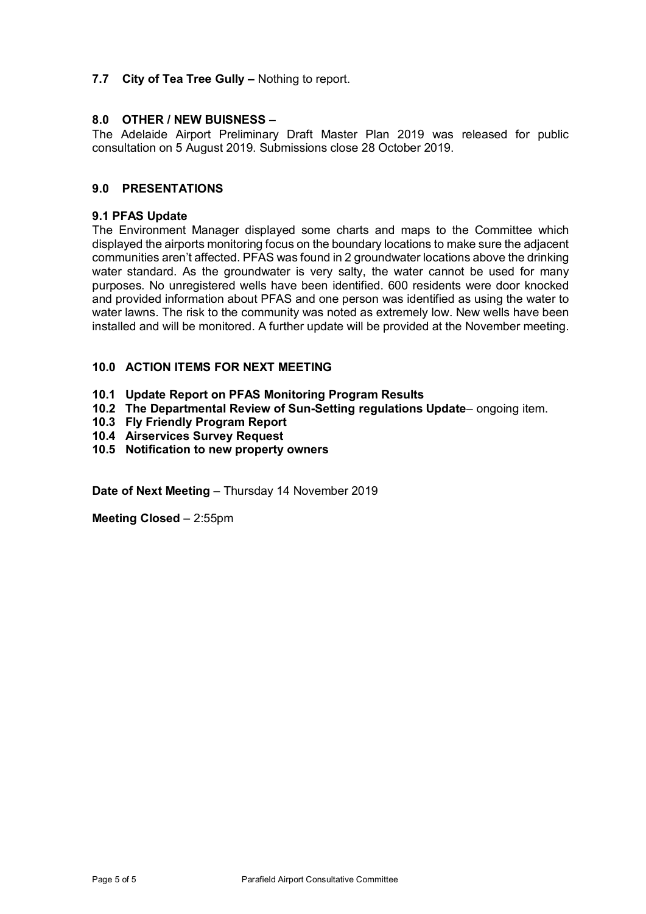**7.7 City of Tea Tree Gully –** Nothing to report.

## 8.0 OTHER / NEW BUISNESS –

The Adelaide Airport Preliminary Draft Master Plan 2019 was released for public consultation on 5 August 2019. Submissions close 28 October 2019.

## 9.0 PRESENTATIONS

### 9.1 PFAS Update

The Environment Manager displayed some charts and maps to the Committee which displayed the airports monitoring focus on the boundary locations to make sure the adjacent communities aren't affected. PFAS was found in 2 groundwater locations above the drinking water standard. As the groundwater is very salty, the water cannot be used for many purposes. No unregistered wells have been identified. 600 residents were door knocked and provided information about PFAS and one person was identified as using the water to water lawns. The risk to the community was noted as extremely low. New wells have been installed and will be monitored. A further update will be provided at the November meeting.

## 10.0 ACTION ITEMS FOR NEXT MEETING

**10.1 Update Report on PFAS Monitoring Program Results**
**10.2 The Departmental Review of Sun-Setting regulations Update**– ongoing item.
**10.3 Fly Friendly Program Report**
**10.4 Airservices Survey Request**
**10.5 Notification to new property owners**

**Date of Next Meeting** – Thursday 14 November 2019

**Meeting Closed** – 2:55pm